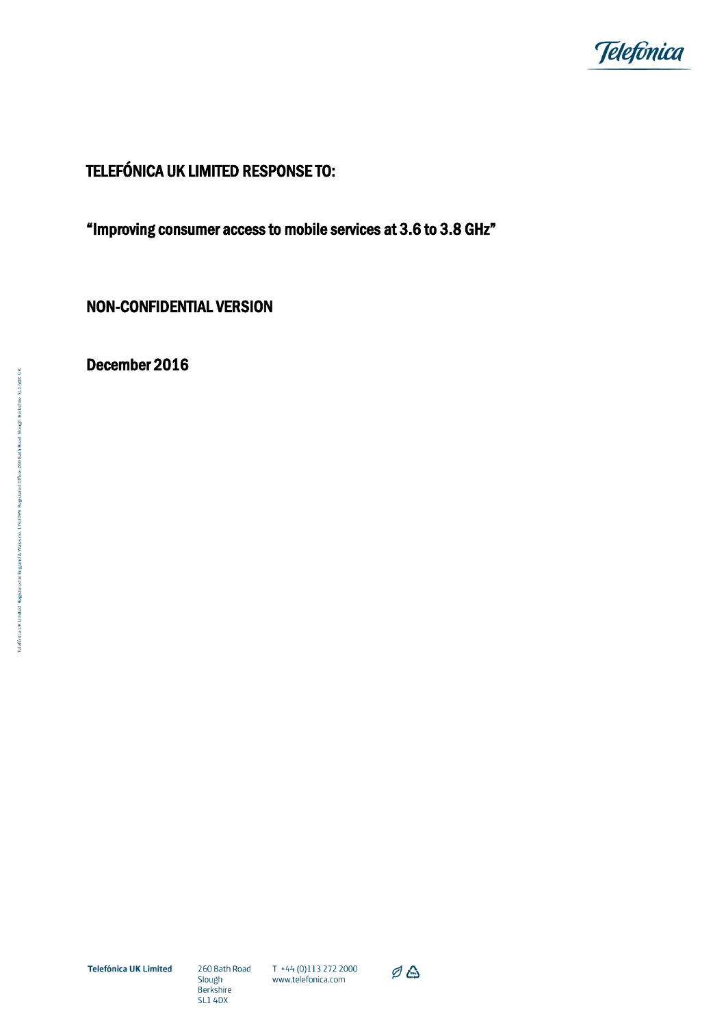# TELEFÓNICA UK LIMITED RESPONSE TO:

## "Improving consumer access to mobile services at 3.6 to 3.8 GHz"

## NON-CONFIDENTIAL VERSION

## December 2016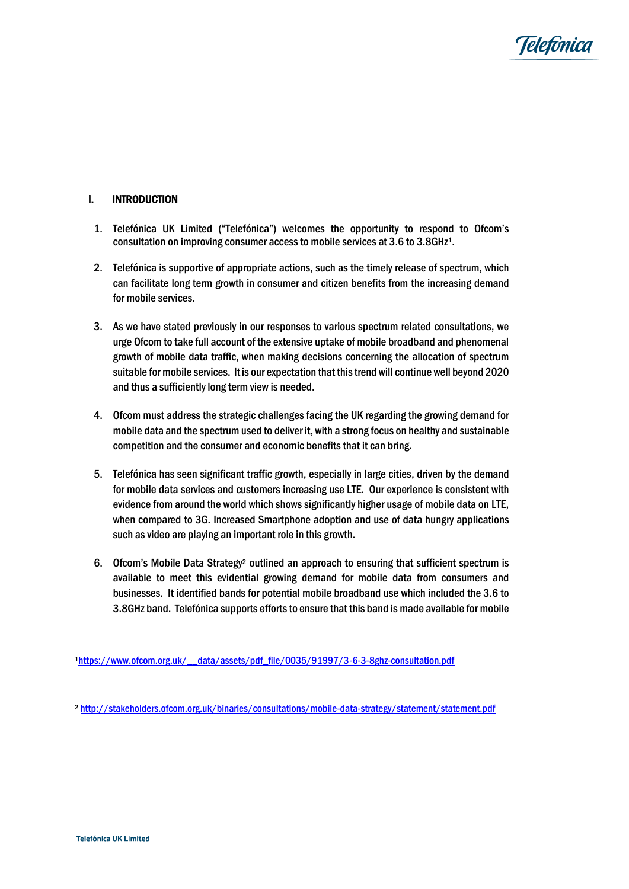## I. INTRODUCTION

1. Telefónica UK Limited ("Telefónica") welcomes the opportunity to respond to Ofcom's consultation on improving consumer access to mobile services at 3.6 to 3.8GHz[1].

2. Telefónica is supportive of appropriate actions, such as the timely release of spectrum, which can facilitate long term growth in consumer and citizen benefits from the increasing demand for mobile services.

3. As we have stated previously in our responses to various spectrum related consultations, we urge Ofcom to take full account of the extensive uptake of mobile broadband and phenomenal growth of mobile data traffic, when making decisions concerning the allocation of spectrum suitable for mobile services. It is our expectation that this trend will continue well beyond 2020 and thus a sufficiently long term view is needed.

4. Ofcom must address the strategic challenges facing the UK regarding the growing demand for mobile data and the spectrum used to deliver it, with a strong focus on healthy and sustainable competition and the consumer and economic benefits that it can bring.

5. Telefónica has seen significant traffic growth, especially in large cities, driven by the demand for mobile data services and customers increasing use LTE. Our experience is consistent with evidence from around the world which shows significantly higher usage of mobile data on LTE, when compared to 3G. Increased Smartphone adoption and use of data hungry applications such as video are playing an important role in this growth.

6. Ofcom's Mobile Data Strategy[2] outlined an approach to ensuring that sufficient spectrum is available to meet this evidential growing demand for mobile data from consumers and businesses. It identified bands for potential mobile broadband use which included the 3.6 to 3.8GHz band. Telefónica supports efforts to ensure that this band is made available for mobile

---

[1] https://www.ofcom.org.uk/__data/assets/pdf_file/0035/91997/3-6-3-8ghz-consultation.pdf

[2] http://stakeholders.ofcom.org.uk/binaries/consultations/mobile-data-strategy/statement/statement.pdf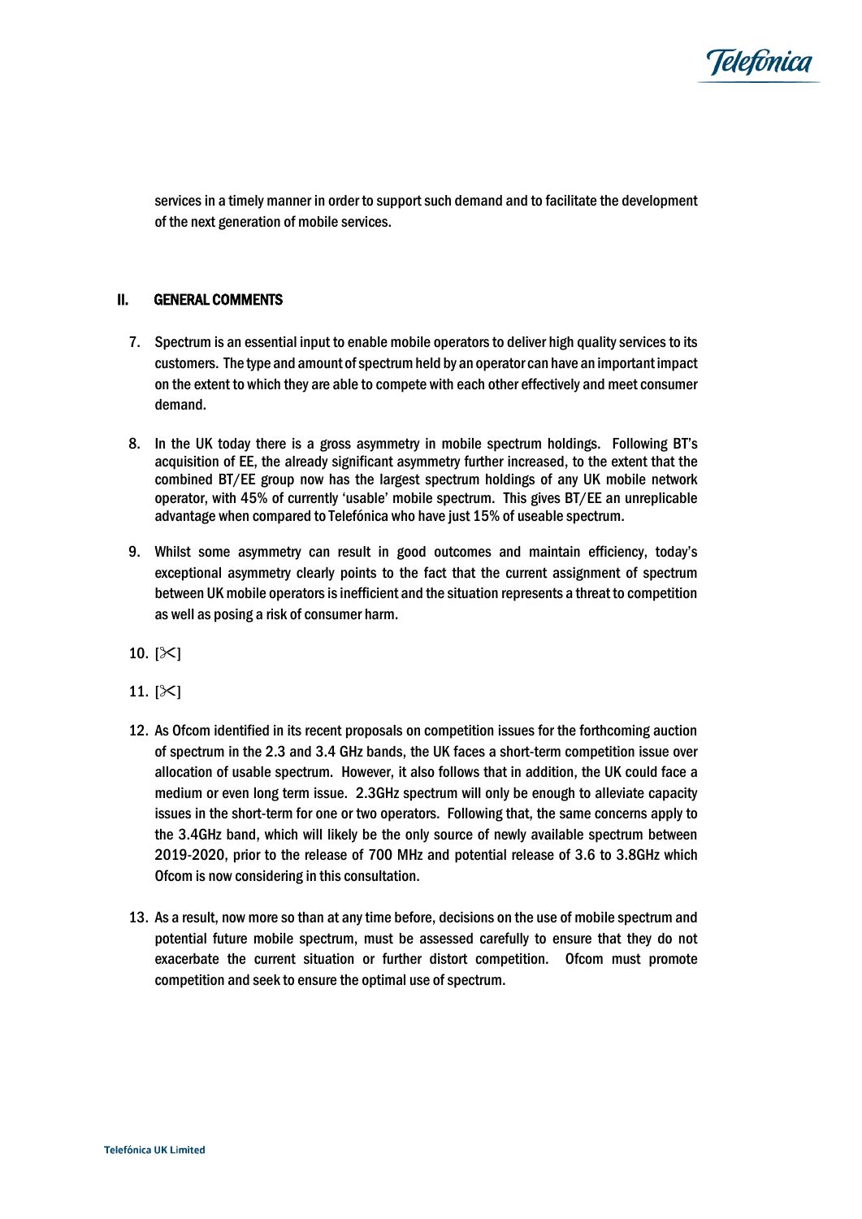services in a timely manner in order to support such demand and to facilitate the development of the next generation of mobile services.

## II. GENERAL COMMENTS

7. Spectrum is an essential input to enable mobile operators to deliver high quality services to its customers. The type and amount of spectrum held by an operator can have an important impact on the extent to which they are able to compete with each other effectively and meet consumer demand.

8. In the UK today there is a gross asymmetry in mobile spectrum holdings. Following BT's acquisition of EE, the already significant asymmetry further increased, to the extent that the combined BT/EE group now has the largest spectrum holdings of any UK mobile network operator, with 45% of currently 'usable' mobile spectrum. This gives BT/EE an unreplicable advantage when compared to Telefónica who have just 15% of useable spectrum.

9. Whilst some asymmetry can result in good outcomes and maintain efficiency, today's exceptional asymmetry clearly points to the fact that the current assignment of spectrum between UK mobile operators is inefficient and the situation represents a threat to competition as well as posing a risk of consumer harm.

10. [✂]

11. [✂]

12. As Ofcom identified in its recent proposals on competition issues for the forthcoming auction of spectrum in the 2.3 and 3.4 GHz bands, the UK faces a short-term competition issue over allocation of usable spectrum. However, it also follows that in addition, the UK could face a medium or even long term issue. 2.3GHz spectrum will only be enough to alleviate capacity issues in the short-term for one or two operators. Following that, the same concerns apply to the 3.4GHz band, which will likely be the only source of newly available spectrum between 2019-2020, prior to the release of 700 MHz and potential release of 3.6 to 3.8GHz which Ofcom is now considering in this consultation.

13. As a result, now more so than at any time before, decisions on the use of mobile spectrum and potential future mobile spectrum, must be assessed carefully to ensure that they do not exacerbate the current situation or further distort competition. Ofcom must promote competition and seek to ensure the optimal use of spectrum.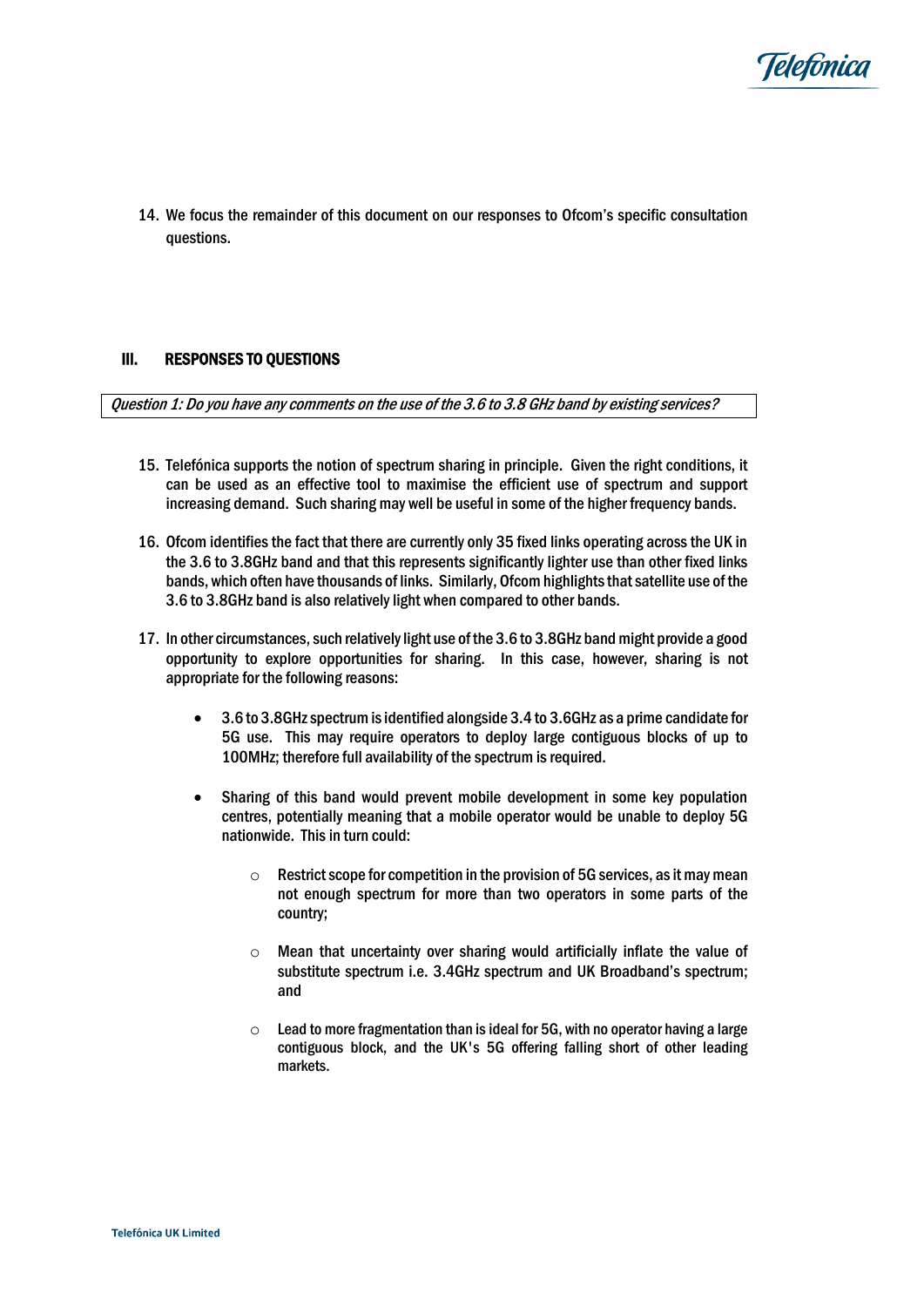14. We focus the remainder of this document on our responses to Ofcom's specific consultation questions.

## III. RESPONSES TO QUESTIONS

*Question 1: Do you have any comments on the use of the 3.6 to 3.8 GHz band by existing services?*

15. Telefónica supports the notion of spectrum sharing in principle. Given the right conditions, it can be used as an effective tool to maximise the efficient use of spectrum and support increasing demand. Such sharing may well be useful in some of the higher frequency bands.

16. Ofcom identifies the fact that there are currently only 35 fixed links operating across the UK in the 3.6 to 3.8GHz band and that this represents significantly lighter use than other fixed links bands, which often have thousands of links. Similarly, Ofcom highlights that satellite use of the 3.6 to 3.8GHz band is also relatively light when compared to other bands.

17. In other circumstances, such relatively light use of the 3.6 to 3.8GHz band might provide a good opportunity to explore opportunities for sharing. In this case, however, sharing is not appropriate for the following reasons:

    - 3.6 to 3.8GHz spectrum is identified alongside 3.4 to 3.6GHz as a prime candidate for 5G use. This may require operators to deploy large contiguous blocks of up to 100MHz; therefore full availability of the spectrum is required.

    - Sharing of this band would prevent mobile development in some key population centres, potentially meaning that a mobile operator would be unable to deploy 5G nationwide. This in turn could:

        - Restrict scope for competition in the provision of 5G services, as it may mean not enough spectrum for more than two operators in some parts of the country;

        - Mean that uncertainty over sharing would artificially inflate the value of substitute spectrum i.e. 3.4GHz spectrum and UK Broadband's spectrum; and

        - Lead to more fragmentation than is ideal for 5G, with no operator having a large contiguous block, and the UK's 5G offering falling short of other leading markets.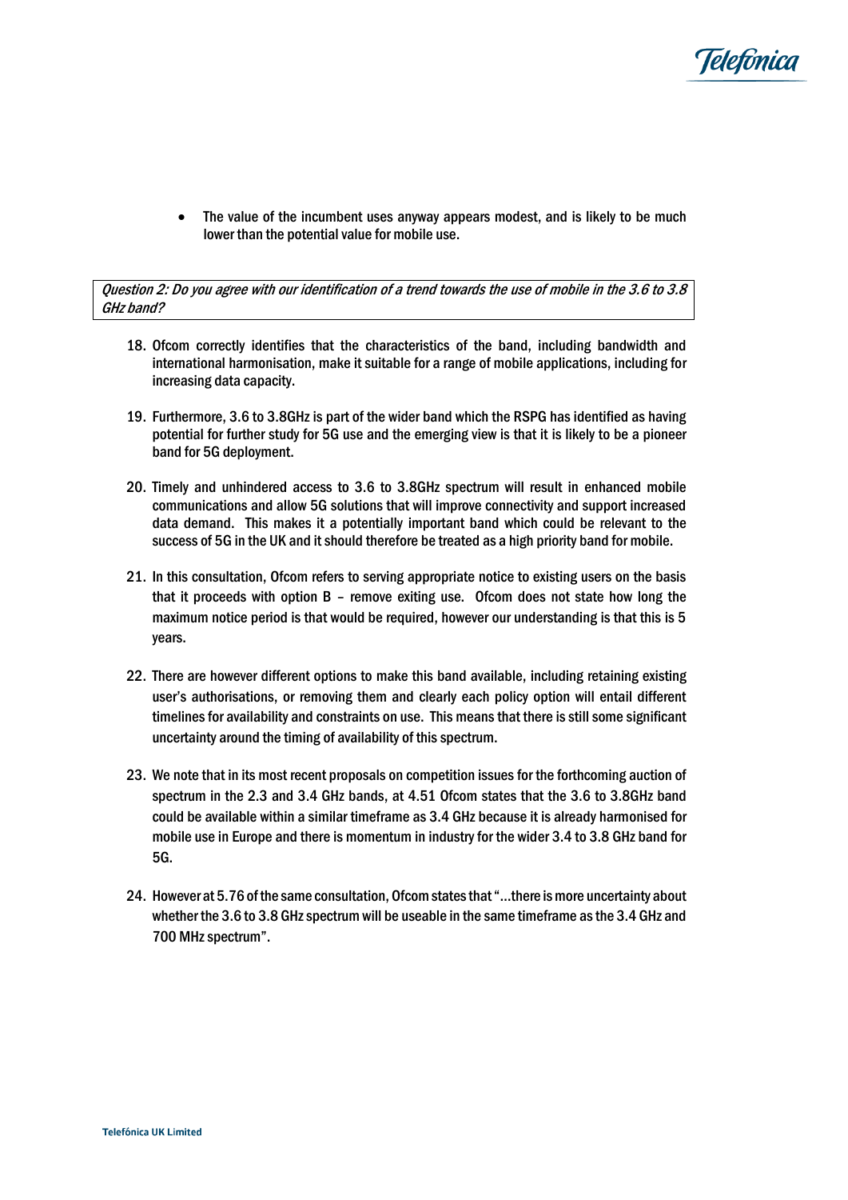- The value of the incumbent uses anyway appears modest, and is likely to be much lower than the potential value for mobile use.

*Question 2: Do you agree with our identification of a trend towards the use of mobile in the 3.6 to 3.8 GHz band?*

18. Ofcom correctly identifies that the characteristics of the band, including bandwidth and international harmonisation, make it suitable for a range of mobile applications, including for increasing data capacity.

19. Furthermore, 3.6 to 3.8GHz is part of the wider band which the RSPG has identified as having potential for further study for 5G use and the emerging view is that it is likely to be a pioneer band for 5G deployment.

20. Timely and unhindered access to 3.6 to 3.8GHz spectrum will result in enhanced mobile communications and allow 5G solutions that will improve connectivity and support increased data demand. This makes it a potentially important band which could be relevant to the success of 5G in the UK and it should therefore be treated as a high priority band for mobile.

21. In this consultation, Ofcom refers to serving appropriate notice to existing users on the basis that it proceeds with option B – remove exiting use. Ofcom does not state how long the maximum notice period is that would be required, however our understanding is that this is 5 years.

22. There are however different options to make this band available, including retaining existing user's authorisations, or removing them and clearly each policy option will entail different timelines for availability and constraints on use. This means that there is still some significant uncertainty around the timing of availability of this spectrum.

23. We note that in its most recent proposals on competition issues for the forthcoming auction of spectrum in the 2.3 and 3.4 GHz bands, at 4.51 Ofcom states that the 3.6 to 3.8GHz band could be available within a similar timeframe as 3.4 GHz because it is already harmonised for mobile use in Europe and there is momentum in industry for the wider 3.4 to 3.8 GHz band for 5G.

24. However at 5.76 of the same consultation, Ofcom states that "…there is more uncertainty about whether the 3.6 to 3.8 GHz spectrum will be useable in the same timeframe as the 3.4 GHz and 700 MHz spectrum".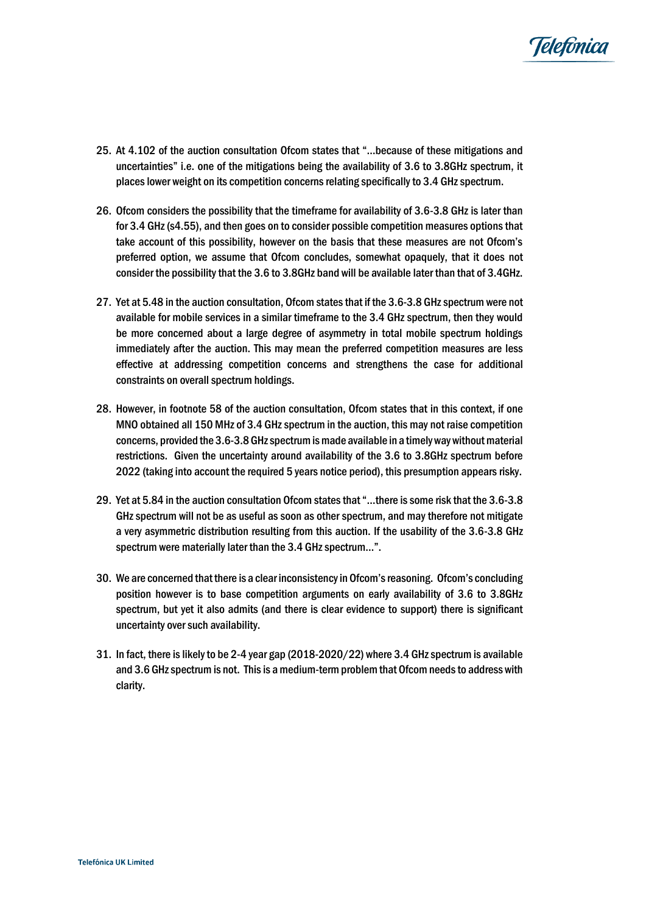25. At 4.102 of the auction consultation Ofcom states that "…because of these mitigations and uncertainties" i.e. one of the mitigations being the availability of 3.6 to 3.8GHz spectrum, it places lower weight on its competition concerns relating specifically to 3.4 GHz spectrum.

26. Ofcom considers the possibility that the timeframe for availability of 3.6-3.8 GHz is later than for 3.4 GHz (s4.55), and then goes on to consider possible competition measures options that take account of this possibility, however on the basis that these measures are not Ofcom's preferred option, we assume that Ofcom concludes, somewhat opaquely, that it does not consider the possibility that the 3.6 to 3.8GHz band will be available later than that of 3.4GHz.

27. Yet at 5.48 in the auction consultation, Ofcom states that if the 3.6-3.8 GHz spectrum were not available for mobile services in a similar timeframe to the 3.4 GHz spectrum, then they would be more concerned about a large degree of asymmetry in total mobile spectrum holdings immediately after the auction. This may mean the preferred competition measures are less effective at addressing competition concerns and strengthens the case for additional constraints on overall spectrum holdings.

28. However, in footnote 58 of the auction consultation, Ofcom states that in this context, if one MNO obtained all 150 MHz of 3.4 GHz spectrum in the auction, this may not raise competition concerns, provided the 3.6-3.8 GHz spectrum is made available in a timely way without material restrictions. Given the uncertainty around availability of the 3.6 to 3.8GHz spectrum before 2022 (taking into account the required 5 years notice period), this presumption appears risky.

29. Yet at 5.84 in the auction consultation Ofcom states that "…there is some risk that the 3.6-3.8 GHz spectrum will not be as useful as soon as other spectrum, and may therefore not mitigate a very asymmetric distribution resulting from this auction. If the usability of the 3.6-3.8 GHz spectrum were materially later than the 3.4 GHz spectrum…".

30. We are concerned that there is a clear inconsistency in Ofcom's reasoning. Ofcom's concluding position however is to base competition arguments on early availability of 3.6 to 3.8GHz spectrum, but yet it also admits (and there is clear evidence to support) there is significant uncertainty over such availability.

31. In fact, there is likely to be 2-4 year gap (2018-2020/22) where 3.4 GHz spectrum is available and 3.6 GHz spectrum is not. This is a medium-term problem that Ofcom needs to address with clarity.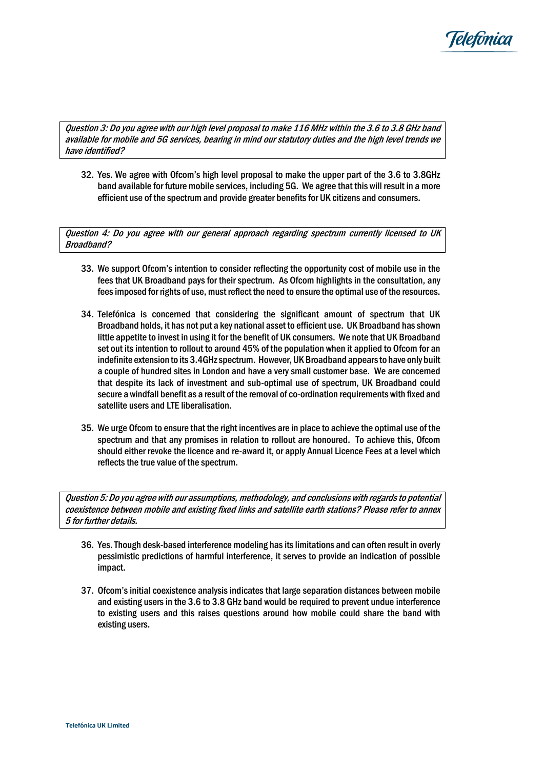*Question 3: Do you agree with our high level proposal to make 116 MHz within the 3.6 to 3.8 GHz band available for mobile and 5G services, bearing in mind our statutory duties and the high level trends we have identified?*

32. Yes. We agree with Ofcom's high level proposal to make the upper part of the 3.6 to 3.8GHz band available for future mobile services, including 5G. We agree that this will result in a more efficient use of the spectrum and provide greater benefits for UK citizens and consumers.

*Question 4: Do you agree with our general approach regarding spectrum currently licensed to UK Broadband?*

33. We support Ofcom's intention to consider reflecting the opportunity cost of mobile use in the fees that UK Broadband pays for their spectrum. As Ofcom highlights in the consultation, any fees imposed for rights of use, must reflect the need to ensure the optimal use of the resources.

34. Telefónica is concerned that considering the significant amount of spectrum that UK Broadband holds, it has not put a key national asset to efficient use. UK Broadband has shown little appetite to invest in using it for the benefit of UK consumers. We note that UK Broadband set out its intention to rollout to around 45% of the population when it applied to Ofcom for an indefinite extension to its 3.4GHz spectrum. However, UK Broadband appears to have only built a couple of hundred sites in London and have a very small customer base. We are concerned that despite its lack of investment and sub-optimal use of spectrum, UK Broadband could secure a windfall benefit as a result of the removal of co-ordination requirements with fixed and satellite users and LTE liberalisation.

35. We urge Ofcom to ensure that the right incentives are in place to achieve the optimal use of the spectrum and that any promises in relation to rollout are honoured. To achieve this, Ofcom should either revoke the licence and re-award it, or apply Annual Licence Fees at a level which reflects the true value of the spectrum.

*Question 5: Do you agree with our assumptions, methodology, and conclusions with regards to potential coexistence between mobile and existing fixed links and satellite earth stations? Please refer to annex 5 for further details.*

36. Yes. Though desk-based interference modeling has its limitations and can often result in overly pessimistic predictions of harmful interference, it serves to provide an indication of possible impact.

37. Ofcom's initial coexistence analysis indicates that large separation distances between mobile and existing users in the 3.6 to 3.8 GHz band would be required to prevent undue interference to existing users and this raises questions around how mobile could share the band with existing users.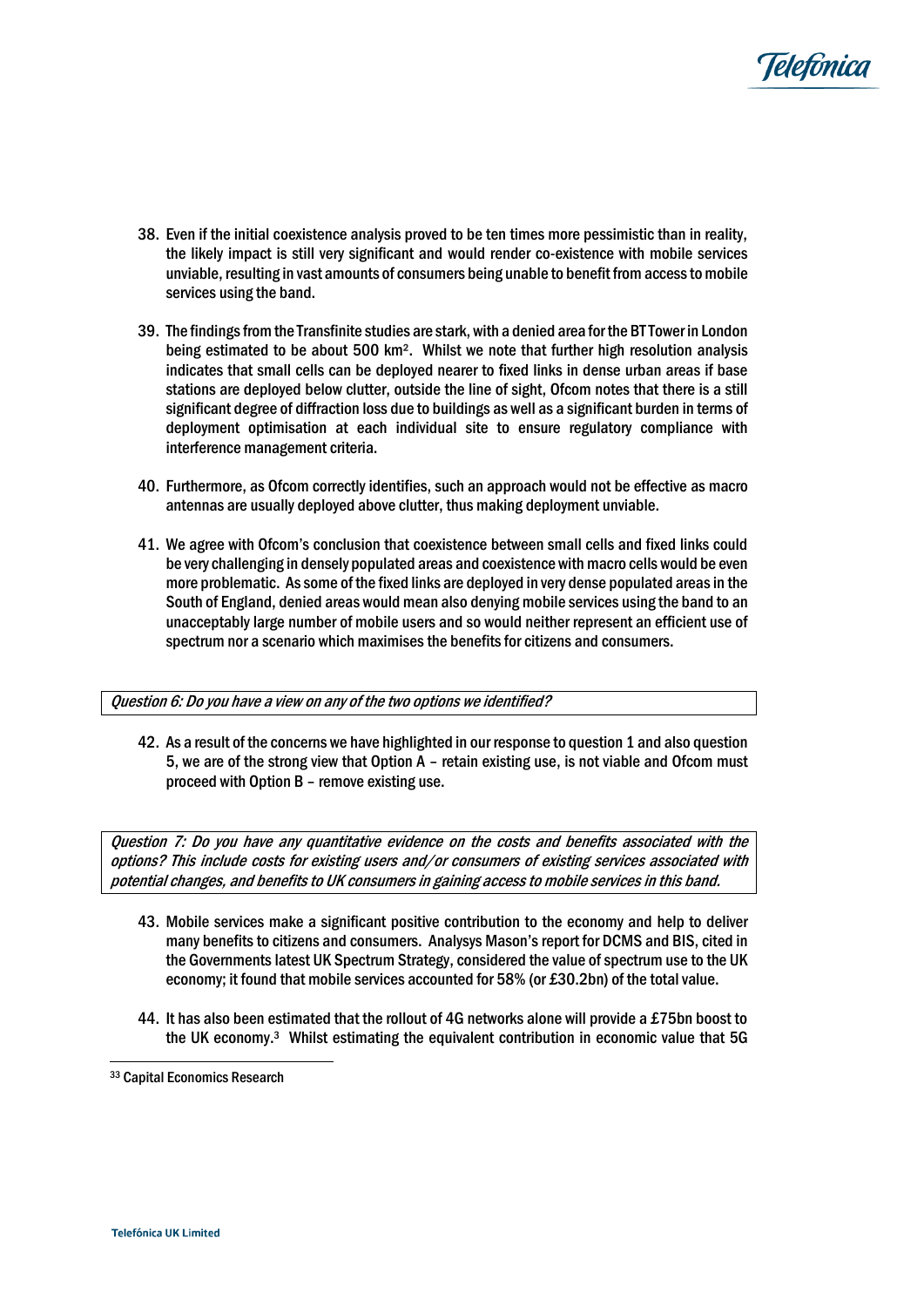38. Even if the initial coexistence analysis proved to be ten times more pessimistic than in reality, the likely impact is still very significant and would render co-existence with mobile services unviable, resulting in vast amounts of consumers being unable to benefit from access to mobile services using the band.

39. The findings from the Transfinite studies are stark, with a denied area for the BT Tower in London being estimated to be about 500 km$^2$. Whilst we note that further high resolution analysis indicates that small cells can be deployed nearer to fixed links in dense urban areas if base stations are deployed below clutter, outside the line of sight, Ofcom notes that there is a still significant degree of diffraction loss due to buildings as well as a significant burden in terms of deployment optimisation at each individual site to ensure regulatory compliance with interference management criteria.

40. Furthermore, as Ofcom correctly identifies, such an approach would not be effective as macro antennas are usually deployed above clutter, thus making deployment unviable.

41. We agree with Ofcom's conclusion that coexistence between small cells and fixed links could be very challenging in densely populated areas and coexistence with macro cells would be even more problematic. As some of the fixed links are deployed in very dense populated areas in the South of England, denied areas would mean also denying mobile services using the band to an unacceptably large number of mobile users and so would neither represent an efficient use of spectrum nor a scenario which maximises the benefits for citizens and consumers.

*Question 6: Do you have a view on any of the two options we identified?*

42. As a result of the concerns we have highlighted in our response to question 1 and also question 5, we are of the strong view that Option A – retain existing use, is not viable and Ofcom must proceed with Option B – remove existing use.

*Question 7: Do you have any quantitative evidence on the costs and benefits associated with the options? This include costs for existing users and/or consumers of existing services associated with potential changes, and benefits to UK consumers in gaining access to mobile services in this band.*

43. Mobile services make a significant positive contribution to the economy and help to deliver many benefits to citizens and consumers. Analysys Mason's report for DCMS and BIS, cited in the Governments latest UK Spectrum Strategy, considered the value of spectrum use to the UK economy; it found that mobile services accounted for 58% (or £30.2bn) of the total value.

44. It has also been estimated that the rollout of 4G networks alone will provide a £75bn boost to the UK economy.[3] Whilst estimating the equivalent contribution in economic value that 5G

[33] Capital Economics Research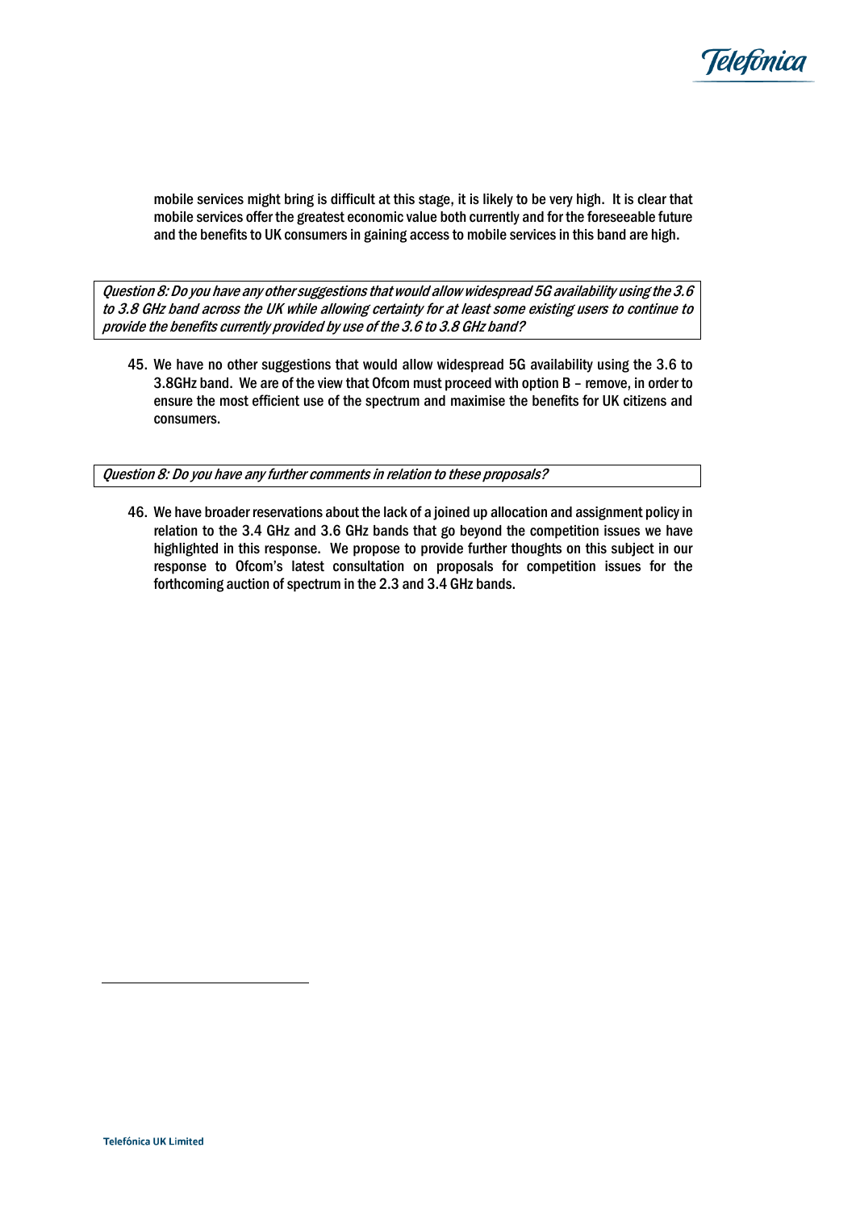mobile services might bring is difficult at this stage, it is likely to be very high. It is clear that mobile services offer the greatest economic value both currently and for the foreseeable future and the benefits to UK consumers in gaining access to mobile services in this band are high.

*Question 8: Do you have any other suggestions that would allow widespread 5G availability using the 3.6 to 3.8 GHz band across the UK while allowing certainty for at least some existing users to continue to provide the benefits currently provided by use of the 3.6 to 3.8 GHz band?*

45. We have no other suggestions that would allow widespread 5G availability using the 3.6 to 3.8GHz band. We are of the view that Ofcom must proceed with option B – remove, in order to ensure the most efficient use of the spectrum and maximise the benefits for UK citizens and consumers.

*Question 8: Do you have any further comments in relation to these proposals?*

46. We have broader reservations about the lack of a joined up allocation and assignment policy in relation to the 3.4 GHz and 3.6 GHz bands that go beyond the competition issues we have highlighted in this response. We propose to provide further thoughts on this subject in our response to Ofcom's latest consultation on proposals for competition issues for the forthcoming auction of spectrum in the 2.3 and 3.4 GHz bands.